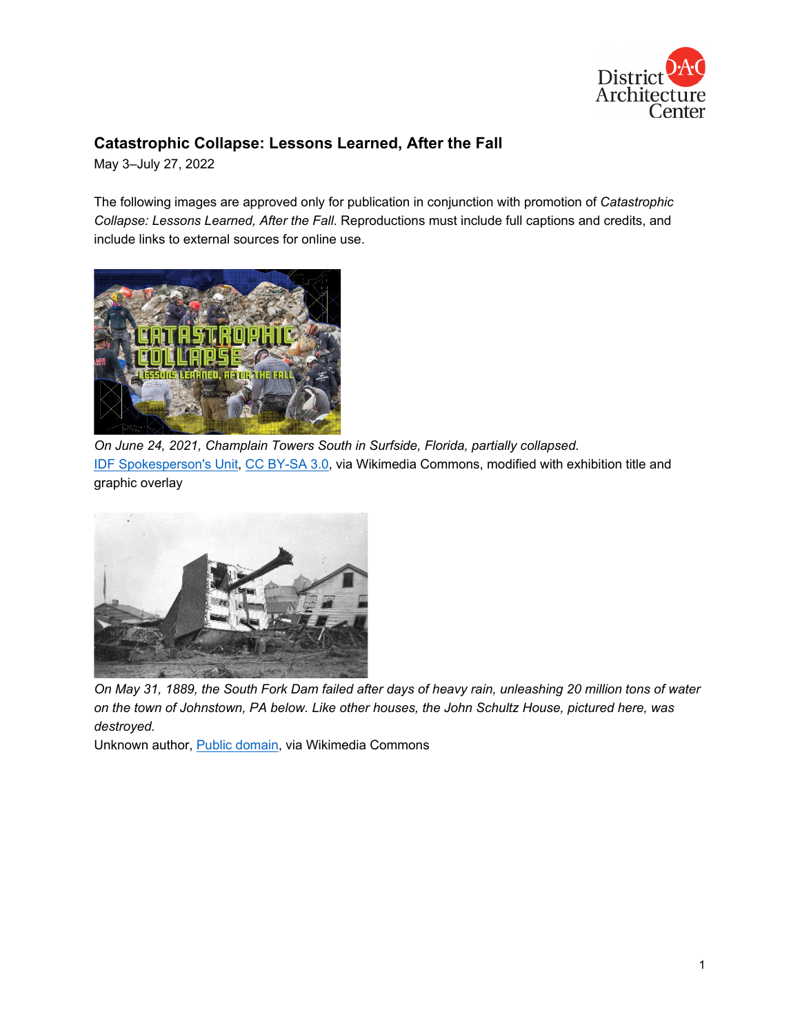**Catastrophic Collapse: Lessons Learned, After the Fall**

May 3–July 27, 2022

The following images are approved only for publication in conjunction with promotion of *Catastrophic Collapse: Lessons Learned, After the Fall*. Reproductions must include full captions and credits, and include links to external sources for online use.

*On June 24, 2021, Champlain Towers South in Surfside, Florida, partially collapsed.*
IDF Spokesperson's Unit, CC BY-SA 3.0, via Wikimedia Commons, modified with exhibition title and graphic overlay

*On May 31, 1889, the South Fork Dam failed after days of heavy rain, unleashing 20 million tons of water on the town of Johnstown, PA below. Like other houses, the John Schultz House, pictured here, was destroyed.*
Unknown author, Public domain, via Wikimedia Commons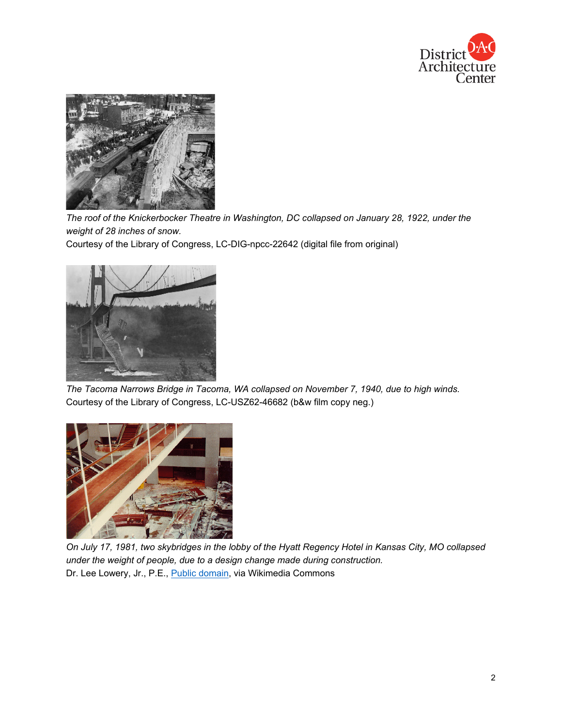*The roof of the Knickerbocker Theatre in Washington, DC collapsed on January 28, 1922, under the weight of 28 inches of snow.*
Courtesy of the Library of Congress, LC-DIG-npcc-22642 (digital file from original)

*The Tacoma Narrows Bridge in Tacoma, WA collapsed on November 7, 1940, due to high winds.*
Courtesy of the Library of Congress, LC-USZ62-46682 (b&w film copy neg.)

*On July 17, 1981, two skybridges in the lobby of the Hyatt Regency Hotel in Kansas City, MO collapsed under the weight of people, due to a design change made during construction.*
Dr. Lee Lowery, Jr., P.E., Public domain, via Wikimedia Commons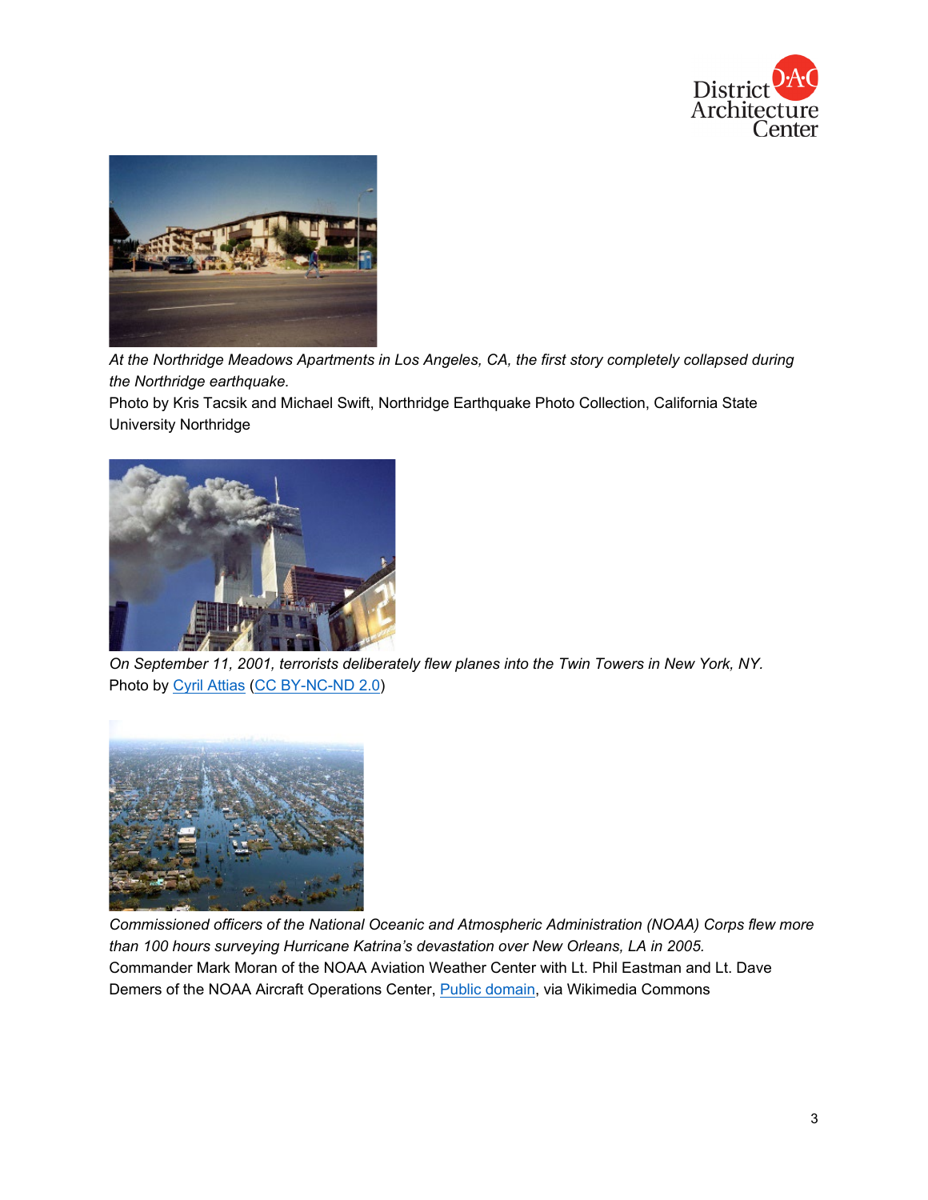*At the Northridge Meadows Apartments in Los Angeles, CA, the first story completely collapsed during the Northridge earthquake.*
Photo by Kris Tacsik and Michael Swift, Northridge Earthquake Photo Collection, California State University Northridge

*On September 11, 2001, terrorists deliberately flew planes into the Twin Towers in New York, NY.*
Photo by Cyril Attias (CC BY-NC-ND 2.0)

*Commissioned officers of the National Oceanic and Atmospheric Administration (NOAA) Corps flew more than 100 hours surveying Hurricane Katrina's devastation over New Orleans, LA in 2005.*
Commander Mark Moran of the NOAA Aviation Weather Center with Lt. Phil Eastman and Lt. Dave Demers of the NOAA Aircraft Operations Center, Public domain, via Wikimedia Commons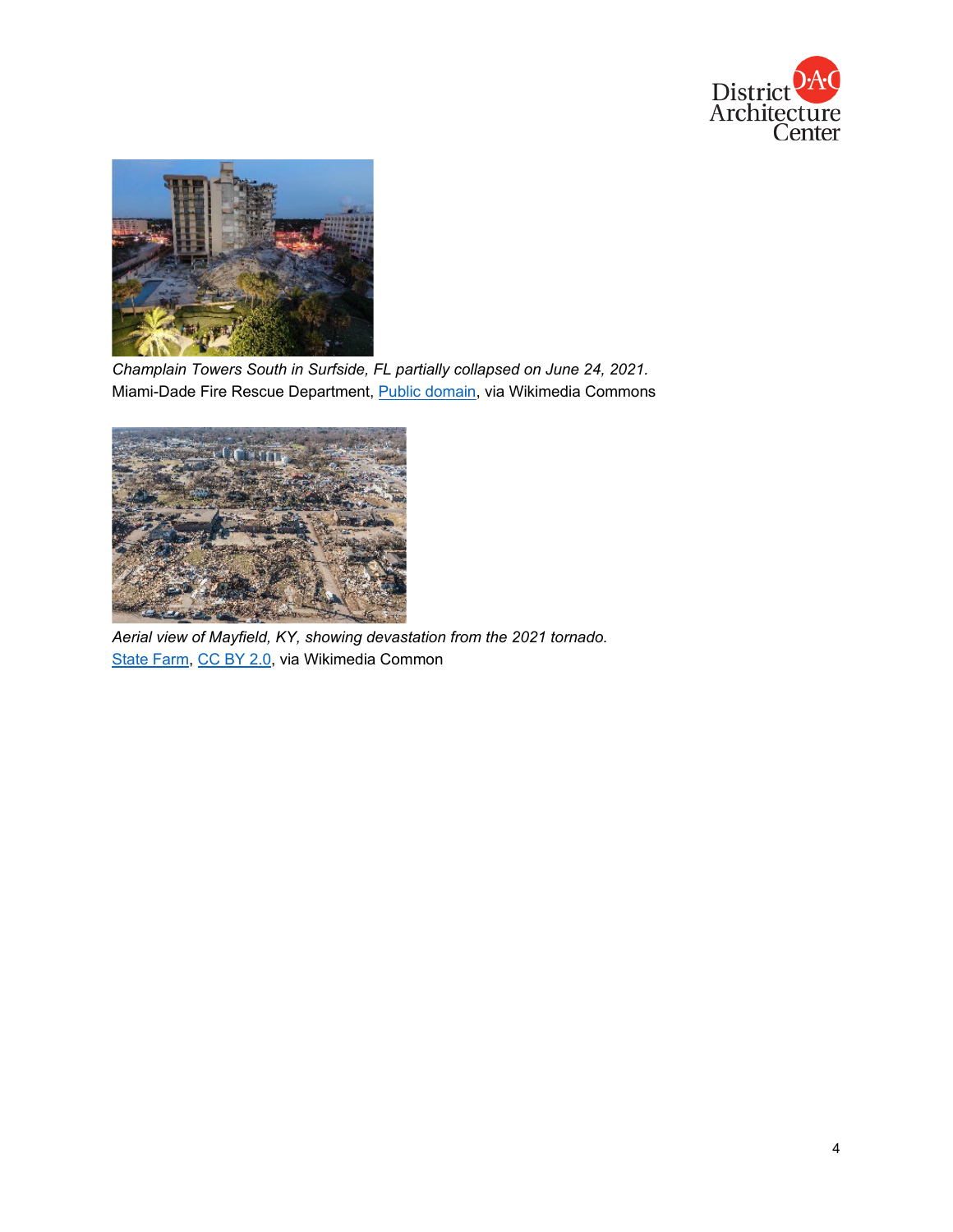*Champlain Towers South in Surfside, FL partially collapsed on June 24, 2021.*
Miami-Dade Fire Rescue Department, Public domain, via Wikimedia Commons

*Aerial view of Mayfield, KY, showing devastation from the 2021 tornado.*
State Farm, CC BY 2.0, via Wikimedia Common